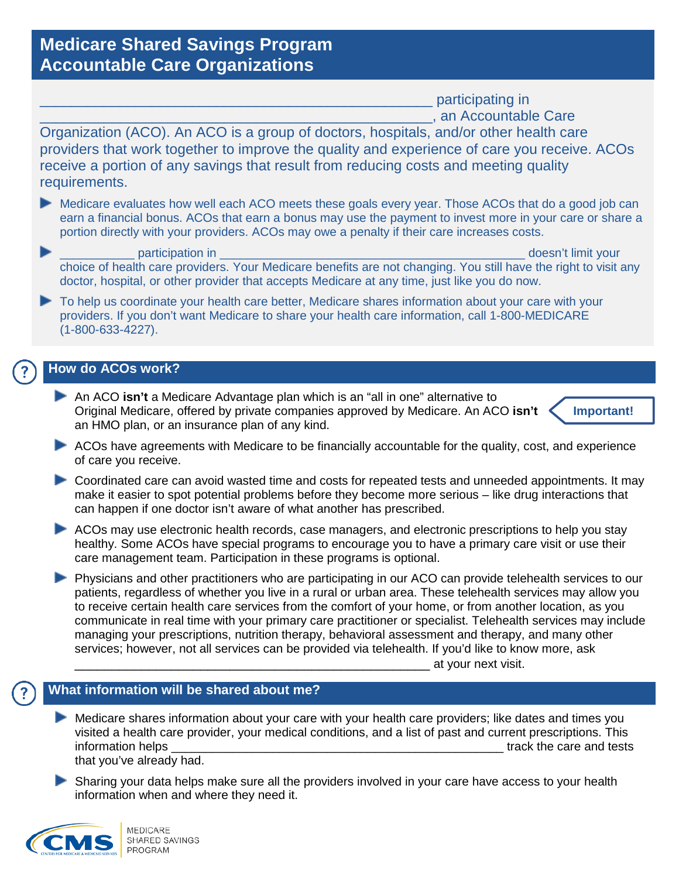# Medicare Shared Savings Program Accountable Care Organizations

_______________________________________________ participating in _______________________________________________, an Accountable Care Organization (ACO). An ACO is a group of doctors, hospitals, and/or other health care providers that work together to improve the quality and experience of care you receive. ACOs receive a portion of any savings that result from reducing costs and meeting quality requirements.

- Medicare evaluates how well each ACO meets these goals every year. Those ACOs that do a good job can earn a financial bonus. ACOs that earn a bonus may use the payment to invest more in your care or share a portion directly with your providers. ACOs may owe a penalty if their care increases costs.
- __________ participation in _______________________________________ doesn't limit your choice of health care providers. Your Medicare benefits are not changing. You still have the right to visit any doctor, hospital, or other provider that accepts Medicare at any time, just like you do now.
- To help us coordinate your health care better, Medicare shares information about your care with your providers. If you don't want Medicare to share your health care information, call 1-800-MEDICARE (1-800-633-4227).

## How do ACOs work?

- An ACO **isn't** a Medicare Advantage plan which is an "all in one" alternative to Original Medicare, offered by private companies approved by Medicare. An ACO **isn't** an HMO plan, or an insurance plan of any kind. **Important!**
- ACOs have agreements with Medicare to be financially accountable for the quality, cost, and experience of care you receive.
- Coordinated care can avoid wasted time and costs for repeated tests and unneeded appointments. It may make it easier to spot potential problems before they become more serious – like drug interactions that can happen if one doctor isn't aware of what another has prescribed.
- ACOs may use electronic health records, case managers, and electronic prescriptions to help you stay healthy. Some ACOs have special programs to encourage you to have a primary care visit or use their care management team. Participation in these programs is optional.
- Physicians and other practitioners who are participating in our ACO can provide telehealth services to our patients, regardless of whether you live in a rural or urban area. These telehealth services may allow you to receive certain health care services from the comfort of your home, or from another location, as you communicate in real time with your primary care practitioner or specialist. Telehealth services may include managing your prescriptions, nutrition therapy, behavioral assessment and therapy, and many other services; however, not all services can be provided via telehealth. If you'd like to know more, ask _______________________________________________ at your next visit.

## What information will be shared about me?

- Medicare shares information about your care with your health care providers; like dates and times you visited a health care provider, your medical conditions, and a list of past and current prescriptions. This information helps _______________________________________________ track the care and tests that you've already had.
- Sharing your data helps make sure all the providers involved in your care have access to your health information when and where they need it.

CMS | MEDICARE SHARED SAVINGS PROGRAM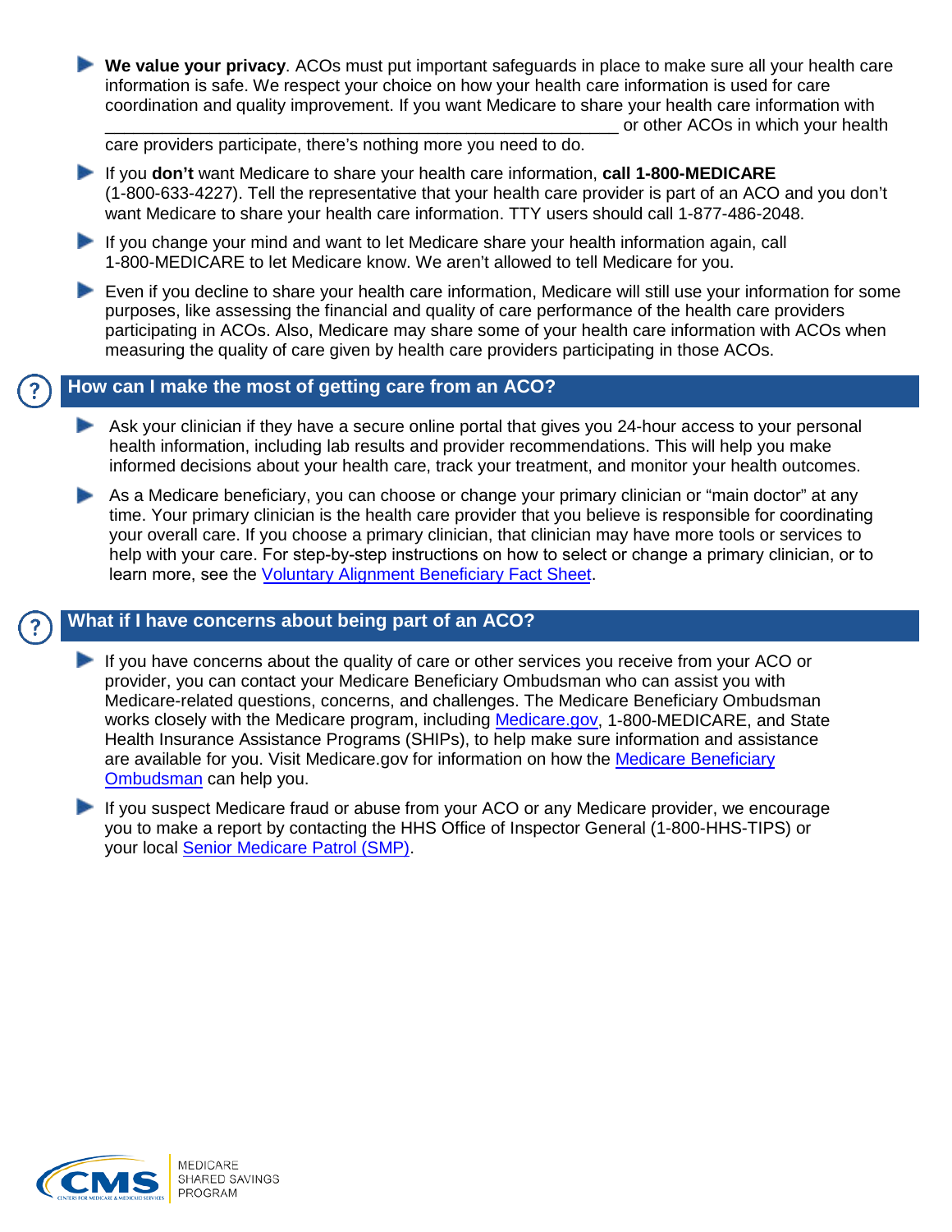- **We value your privacy**. ACOs must put important safeguards in place to make sure all your health care information is safe. We respect your choice on how your health care information is used for care coordination and quality improvement. If you want Medicare to share your health care information with _______________________________________________________ or other ACOs in which your health care providers participate, there's nothing more you need to do.
- If you **don't** want Medicare to share your health care information, **call 1-800-MEDICARE** (1-800-633-4227). Tell the representative that your health care provider is part of an ACO and you don't want Medicare to share your health care information. TTY users should call 1-877-486-2048.
- If you change your mind and want to let Medicare share your health information again, call 1-800-MEDICARE to let Medicare know. We aren't allowed to tell Medicare for you.
- Even if you decline to share your health care information, Medicare will still use your information for some purposes, like assessing the financial and quality of care performance of the health care providers participating in ACOs. Also, Medicare may share some of your health care information with ACOs when measuring the quality of care given by health care providers participating in those ACOs.

## How can I make the most of getting care from an ACO?

- Ask your clinician if they have a secure online portal that gives you 24-hour access to your personal health information, including lab results and provider recommendations. This will help you make informed decisions about your health care, track your treatment, and monitor your health outcomes.
- As a Medicare beneficiary, you can choose or change your primary clinician or "main doctor" at any time. Your primary clinician is the health care provider that you believe is responsible for coordinating your overall care. If you choose a primary clinician, that clinician may have more tools or services to help with your care. For step-by-step instructions on how to select or change a primary clinician, or to learn more, see the Voluntary Alignment Beneficiary Fact Sheet.

## What if I have concerns about being part of an ACO?

- If you have concerns about the quality of care or other services you receive from your ACO or provider, you can contact your Medicare Beneficiary Ombudsman who can assist you with Medicare-related questions, concerns, and challenges. The Medicare Beneficiary Ombudsman works closely with the Medicare program, including Medicare.gov, 1-800-MEDICARE, and State Health Insurance Assistance Programs (SHIPs), to help make sure information and assistance are available for you. Visit Medicare.gov for information on how the Medicare Beneficiary Ombudsman can help you.
- If you suspect Medicare fraud or abuse from your ACO or any Medicare provider, we encourage you to make a report by contacting the HHS Office of Inspector General (1-800-HHS-TIPS) or your local Senior Medicare Patrol (SMP).

CMS — CENTERS FOR MEDICARE & MEDICAID SERVICES | MEDICARE SHARED SAVINGS PROGRAM